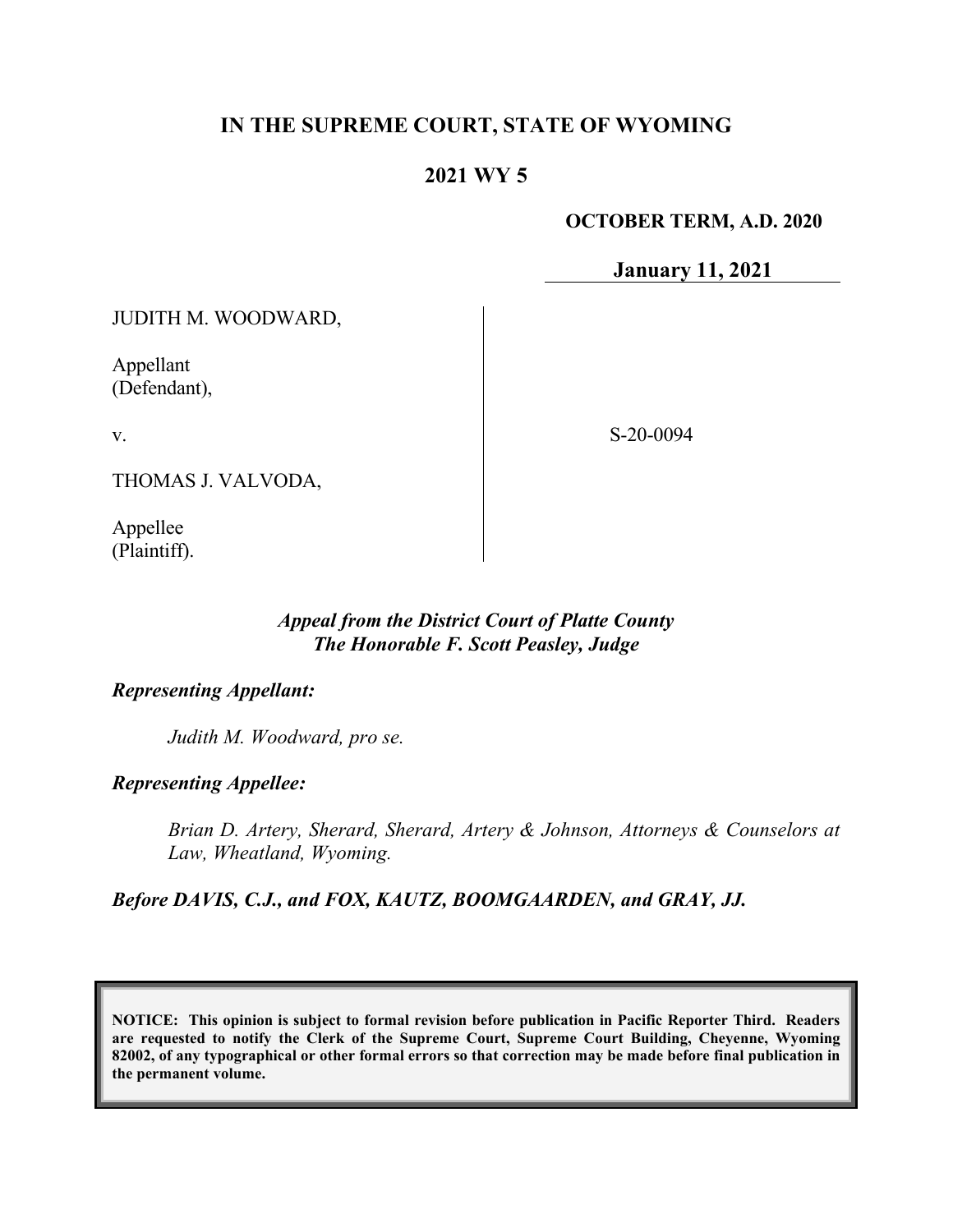# IN THE SUPREME COURT, STATE OF WYOMING

## 2021 WY 5

**OCTOBER TERM, A.D. 2020**

**January 11, 2021**

JUDITH M. WOODWARD,

Appellant
(Defendant),

v.

THOMAS J. VALVODA,

Appellee
(Plaintiff).

S-20-0094

***Appeal from the District Court of Platte County***
***The Honorable F. Scott Peasley, Judge***

***Representing Appellant:***

*Judith M. Woodward, pro se.*

***Representing Appellee:***

*Brian D. Artery, Sherard, Sherard, Artery & Johnson, Attorneys & Counselors at Law, Wheatland, Wyoming.*

***Before DAVIS, C.J., and FOX, KAUTZ, BOOMGAARDEN, and GRAY, JJ.***

**NOTICE: This opinion is subject to formal revision before publication in Pacific Reporter Third. Readers are requested to notify the Clerk of the Supreme Court, Supreme Court Building, Cheyenne, Wyoming 82002, of any typographical or other formal errors so that correction may be made before final publication in the permanent volume.**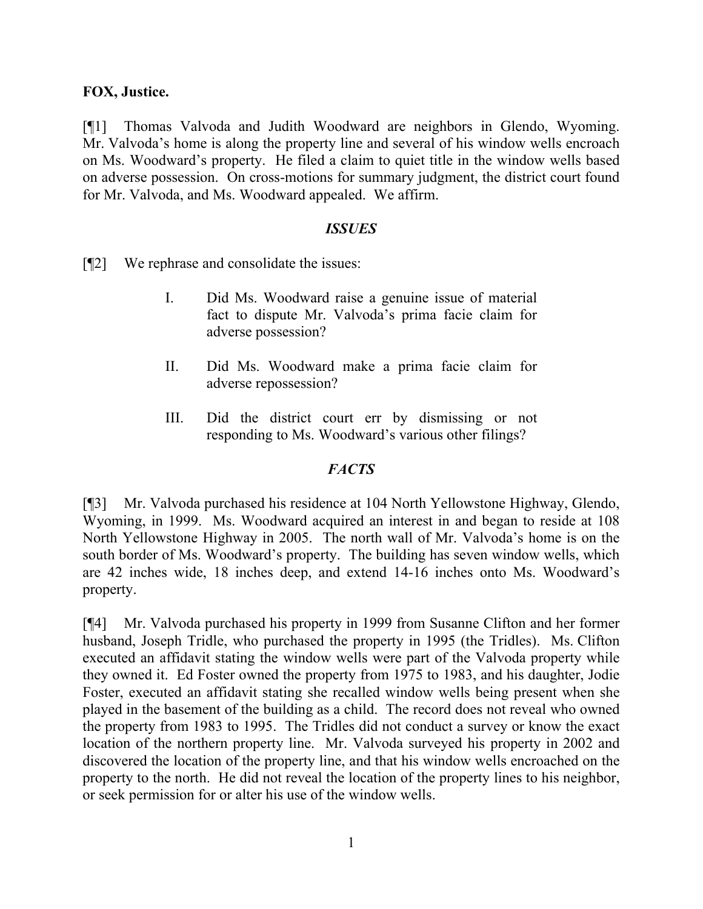**FOX, Justice.**

[¶1] Thomas Valvoda and Judith Woodward are neighbors in Glendo, Wyoming. Mr. Valvoda's home is along the property line and several of his window wells encroach on Ms. Woodward's property. He filed a claim to quiet title in the window wells based on adverse possession. On cross-motions for summary judgment, the district court found for Mr. Valvoda, and Ms. Woodward appealed. We affirm.

## *ISSUES*

[¶2] We rephrase and consolidate the issues:

> I. Did Ms. Woodward raise a genuine issue of material fact to dispute Mr. Valvoda's prima facie claim for adverse possession?
>
> II. Did Ms. Woodward make a prima facie claim for adverse repossession?
>
> III. Did the district court err by dismissing or not responding to Ms. Woodward's various other filings?

## *FACTS*

[¶3] Mr. Valvoda purchased his residence at 104 North Yellowstone Highway, Glendo, Wyoming, in 1999. Ms. Woodward acquired an interest in and began to reside at 108 North Yellowstone Highway in 2005. The north wall of Mr. Valvoda's home is on the south border of Ms. Woodward's property. The building has seven window wells, which are 42 inches wide, 18 inches deep, and extend 14-16 inches onto Ms. Woodward's property.

[¶4] Mr. Valvoda purchased his property in 1999 from Susanne Clifton and her former husband, Joseph Tridle, who purchased the property in 1995 (the Tridles). Ms. Clifton executed an affidavit stating the window wells were part of the Valvoda property while they owned it. Ed Foster owned the property from 1975 to 1983, and his daughter, Jodie Foster, executed an affidavit stating she recalled window wells being present when she played in the basement of the building as a child. The record does not reveal who owned the property from 1983 to 1995. The Tridles did not conduct a survey or know the exact location of the northern property line. Mr. Valvoda surveyed his property in 2002 and discovered the location of the property line, and that his window wells encroached on the property to the north. He did not reveal the location of the property lines to his neighbor, or seek permission for or alter his use of the window wells.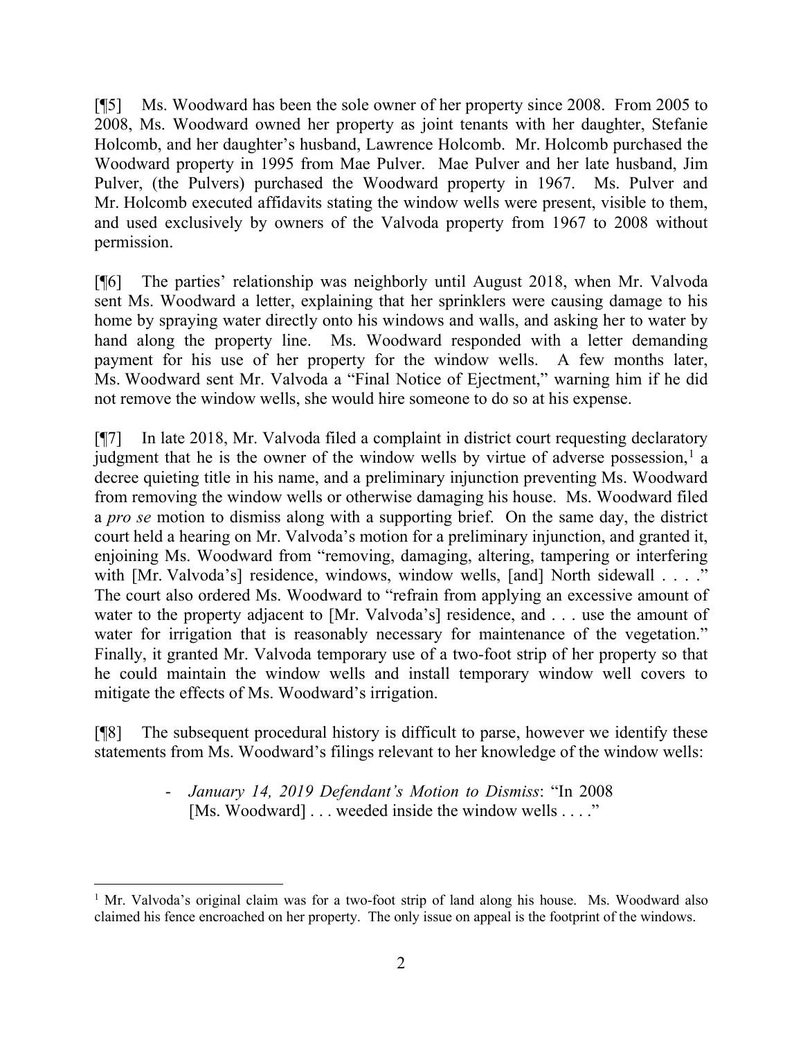[¶5] Ms. Woodward has been the sole owner of her property since 2008. From 2005 to 2008, Ms. Woodward owned her property as joint tenants with her daughter, Stefanie Holcomb, and her daughter's husband, Lawrence Holcomb. Mr. Holcomb purchased the Woodward property in 1995 from Mae Pulver. Mae Pulver and her late husband, Jim Pulver, (the Pulvers) purchased the Woodward property in 1967. Ms. Pulver and Mr. Holcomb executed affidavits stating the window wells were present, visible to them, and used exclusively by owners of the Valvoda property from 1967 to 2008 without permission.

[¶6] The parties' relationship was neighborly until August 2018, when Mr. Valvoda sent Ms. Woodward a letter, explaining that her sprinklers were causing damage to his home by spraying water directly onto his windows and walls, and asking her to water by hand along the property line. Ms. Woodward responded with a letter demanding payment for his use of her property for the window wells. A few months later, Ms. Woodward sent Mr. Valvoda a "Final Notice of Ejectment," warning him if he did not remove the window wells, she would hire someone to do so at his expense.

[¶7] In late 2018, Mr. Valvoda filed a complaint in district court requesting declaratory judgment that he is the owner of the window wells by virtue of adverse possession,[1] a decree quieting title in his name, and a preliminary injunction preventing Ms. Woodward from removing the window wells or otherwise damaging his house. Ms. Woodward filed a *pro se* motion to dismiss along with a supporting brief. On the same day, the district court held a hearing on Mr. Valvoda's motion for a preliminary injunction, and granted it, enjoining Ms. Woodward from "removing, damaging, altering, tampering or interfering with [Mr. Valvoda's] residence, windows, window wells, [and] North sidewall . . . ." The court also ordered Ms. Woodward to "refrain from applying an excessive amount of water to the property adjacent to [Mr. Valvoda's] residence, and . . . use the amount of water for irrigation that is reasonably necessary for maintenance of the vegetation." Finally, it granted Mr. Valvoda temporary use of a two-foot strip of her property so that he could maintain the window wells and install temporary window well covers to mitigate the effects of Ms. Woodward's irrigation.

[¶8] The subsequent procedural history is difficult to parse, however we identify these statements from Ms. Woodward's filings relevant to her knowledge of the window wells:

- *January 14, 2019 Defendant's Motion to Dismiss*: "In 2008 [Ms. Woodward] . . . weeded inside the window wells . . . ."

---

[1] Mr. Valvoda's original claim was for a two-foot strip of land along his house. Ms. Woodward also claimed his fence encroached on her property. The only issue on appeal is the footprint of the windows.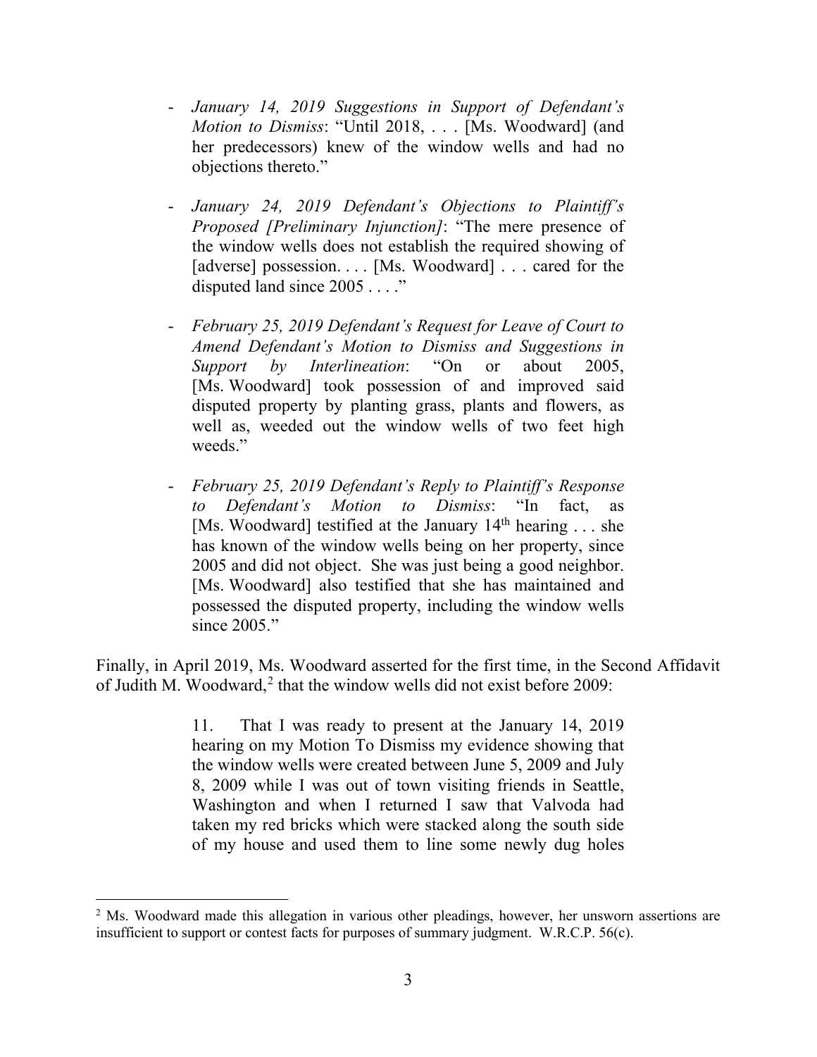- *January 14, 2019 Suggestions in Support of Defendant's Motion to Dismiss*: "Until 2018, . . . [Ms. Woodward] (and her predecessors) knew of the window wells and had no objections thereto."

- *January 24, 2019 Defendant's Objections to Plaintiff's Proposed [Preliminary Injunction]*: "The mere presence of the window wells does not establish the required showing of [adverse] possession. . . . [Ms. Woodward] . . . cared for the disputed land since 2005 . . . ."

- *February 25, 2019 Defendant's Request for Leave of Court to Amend Defendant's Motion to Dismiss and Suggestions in Support by Interlineation*: "On or about 2005, [Ms. Woodward] took possession of and improved said disputed property by planting grass, plants and flowers, as well as, weeded out the window wells of two feet high weeds."

- *February 25, 2019 Defendant's Reply to Plaintiff's Response to Defendant's Motion to Dismiss*: "In fact, as [Ms. Woodward] testified at the January 14th hearing . . . she has known of the window wells being on her property, since 2005 and did not object. She was just being a good neighbor. [Ms. Woodward] also testified that she has maintained and possessed the disputed property, including the window wells since 2005."

Finally, in April 2019, Ms. Woodward asserted for the first time, in the Second Affidavit of Judith M. Woodward,[2] that the window wells did not exist before 2009:

> 11. That I was ready to present at the January 14, 2019 hearing on my Motion To Dismiss my evidence showing that the window wells were created between June 5, 2009 and July 8, 2009 while I was out of town visiting friends in Seattle, Washington and when I returned I saw that Valvoda had taken my red bricks which were stacked along the south side of my house and used them to line some newly dug holes

[2] Ms. Woodward made this allegation in various other pleadings, however, her unsworn assertions are insufficient to support or contest facts for purposes of summary judgment. W.R.C.P. 56(c).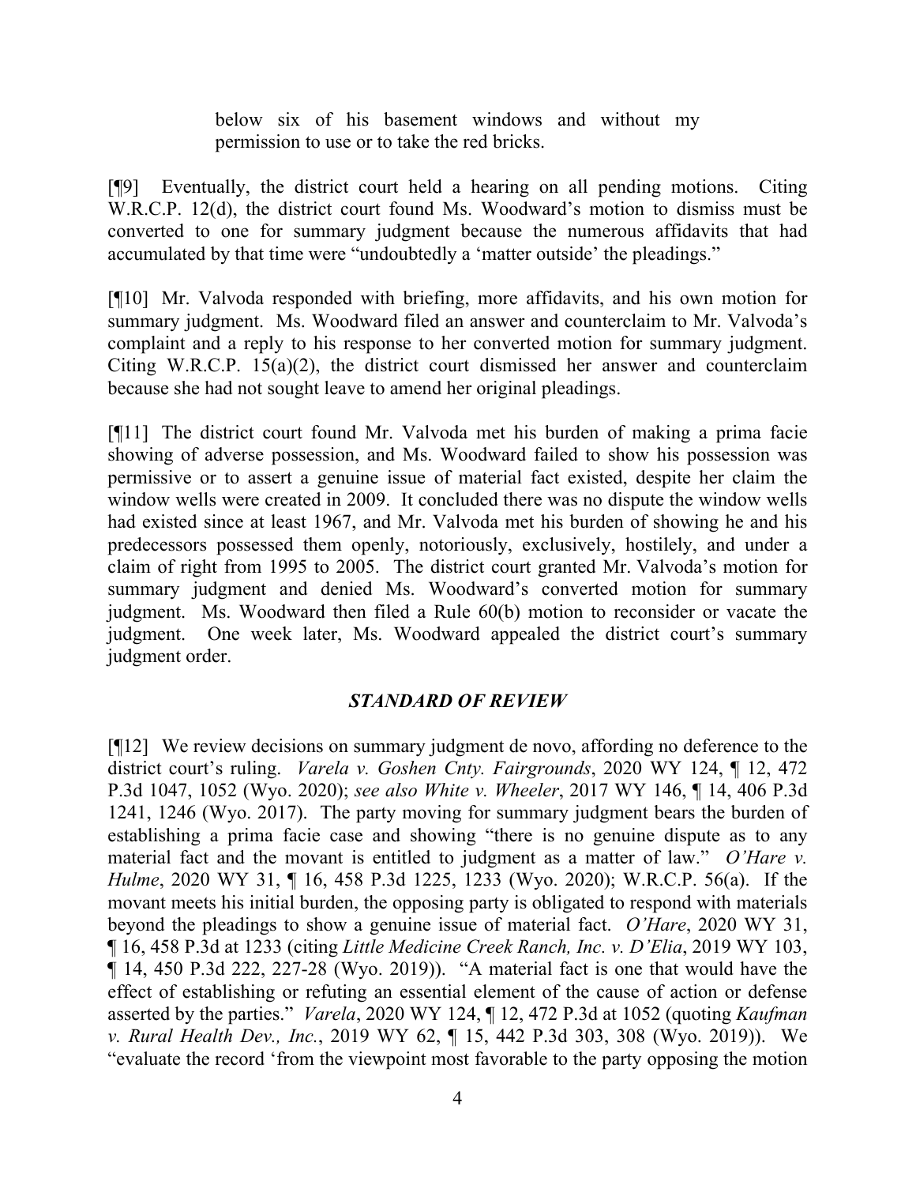> below six of his basement windows and without my permission to use or to take the red bricks.

[¶9] Eventually, the district court held a hearing on all pending motions. Citing W.R.C.P. 12(d), the district court found Ms. Woodward's motion to dismiss must be converted to one for summary judgment because the numerous affidavits that had accumulated by that time were "undoubtedly a 'matter outside' the pleadings."

[¶10] Mr. Valvoda responded with briefing, more affidavits, and his own motion for summary judgment. Ms. Woodward filed an answer and counterclaim to Mr. Valvoda's complaint and a reply to his response to her converted motion for summary judgment. Citing W.R.C.P. 15(a)(2), the district court dismissed her answer and counterclaim because she had not sought leave to amend her original pleadings.

[¶11] The district court found Mr. Valvoda met his burden of making a prima facie showing of adverse possession, and Ms. Woodward failed to show his possession was permissive or to assert a genuine issue of material fact existed, despite her claim the window wells were created in 2009. It concluded there was no dispute the window wells had existed since at least 1967, and Mr. Valvoda met his burden of showing he and his predecessors possessed them openly, notoriously, exclusively, hostilely, and under a claim of right from 1995 to 2005. The district court granted Mr. Valvoda's motion for summary judgment and denied Ms. Woodward's converted motion for summary judgment. Ms. Woodward then filed a Rule 60(b) motion to reconsider or vacate the judgment. One week later, Ms. Woodward appealed the district court's summary judgment order.

### *STANDARD OF REVIEW*

[¶12] We review decisions on summary judgment de novo, affording no deference to the district court's ruling. *Varela v. Goshen Cnty. Fairgrounds*, 2020 WY 124, ¶ 12, 472 P.3d 1047, 1052 (Wyo. 2020); *see also White v. Wheeler*, 2017 WY 146, ¶ 14, 406 P.3d 1241, 1246 (Wyo. 2017). The party moving for summary judgment bears the burden of establishing a prima facie case and showing "there is no genuine dispute as to any material fact and the movant is entitled to judgment as a matter of law." *O'Hare v. Hulme*, 2020 WY 31, ¶ 16, 458 P.3d 1225, 1233 (Wyo. 2020); W.R.C.P. 56(a). If the movant meets his initial burden, the opposing party is obligated to respond with materials beyond the pleadings to show a genuine issue of material fact. *O'Hare*, 2020 WY 31, ¶ 16, 458 P.3d at 1233 (citing *Little Medicine Creek Ranch, Inc. v. D'Elia*, 2019 WY 103, ¶ 14, 450 P.3d 222, 227-28 (Wyo. 2019)). "A material fact is one that would have the effect of establishing or refuting an essential element of the cause of action or defense asserted by the parties." *Varela*, 2020 WY 124, ¶ 12, 472 P.3d at 1052 (quoting *Kaufman v. Rural Health Dev., Inc.*, 2019 WY 62, ¶ 15, 442 P.3d 303, 308 (Wyo. 2019)). We "evaluate the record 'from the viewpoint most favorable to the party opposing the motion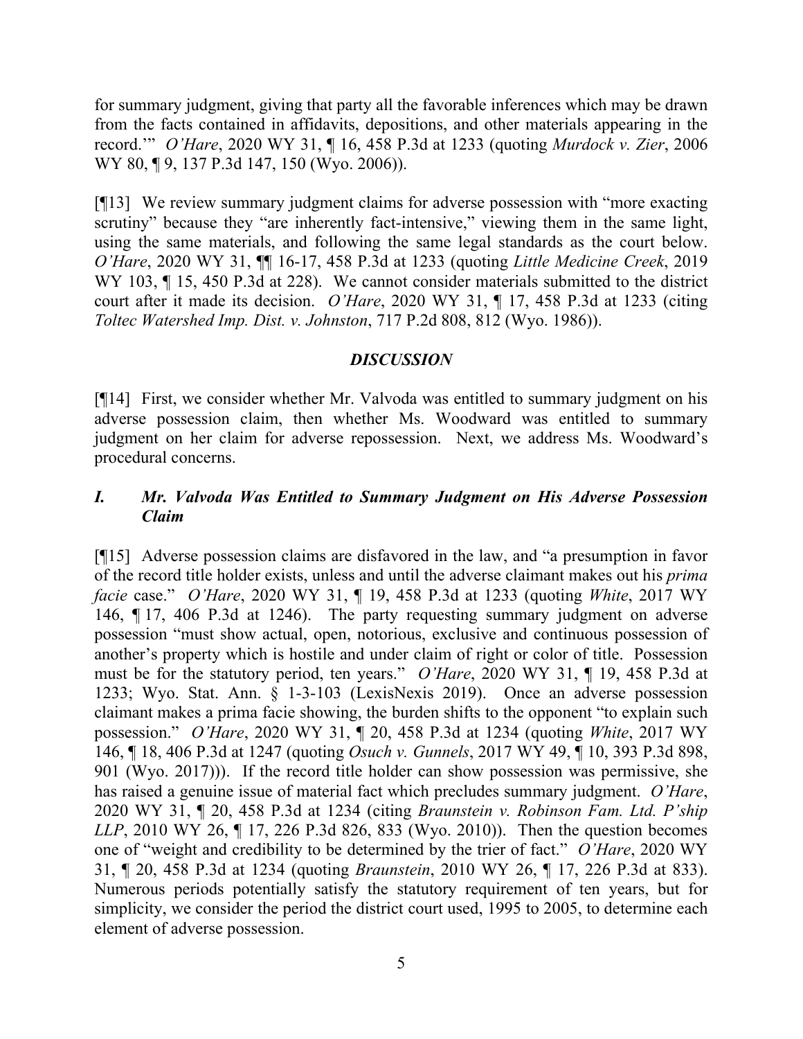for summary judgment, giving that party all the favorable inferences which may be drawn from the facts contained in affidavits, depositions, and other materials appearing in the record.'" *O'Hare*, 2020 WY 31, ¶ 16, 458 P.3d at 1233 (quoting *Murdock v. Zier*, 2006 WY 80, ¶ 9, 137 P.3d 147, 150 (Wyo. 2006)).

[¶13] We review summary judgment claims for adverse possession with "more exacting scrutiny" because they "are inherently fact-intensive," viewing them in the same light, using the same materials, and following the same legal standards as the court below. *O'Hare*, 2020 WY 31, ¶¶ 16-17, 458 P.3d at 1233 (quoting *Little Medicine Creek*, 2019 WY 103, ¶ 15, 450 P.3d at 228). We cannot consider materials submitted to the district court after it made its decision. *O'Hare*, 2020 WY 31, ¶ 17, 458 P.3d at 1233 (citing *Toltec Watershed Imp. Dist. v. Johnston*, 717 P.2d 808, 812 (Wyo. 1986)).

## *DISCUSSION*

[¶14] First, we consider whether Mr. Valvoda was entitled to summary judgment on his adverse possession claim, then whether Ms. Woodward was entitled to summary judgment on her claim for adverse repossession. Next, we address Ms. Woodward's procedural concerns.

### *I. Mr. Valvoda Was Entitled to Summary Judgment on His Adverse Possession Claim*

[¶15] Adverse possession claims are disfavored in the law, and "a presumption in favor of the record title holder exists, unless and until the adverse claimant makes out his *prima facie* case." *O'Hare*, 2020 WY 31, ¶ 19, 458 P.3d at 1233 (quoting *White*, 2017 WY 146, ¶ 17, 406 P.3d at 1246). The party requesting summary judgment on adverse possession "must show actual, open, notorious, exclusive and continuous possession of another's property which is hostile and under claim of right or color of title. Possession must be for the statutory period, ten years." *O'Hare*, 2020 WY 31, ¶ 19, 458 P.3d at 1233; Wyo. Stat. Ann. § 1-3-103 (LexisNexis 2019). Once an adverse possession claimant makes a prima facie showing, the burden shifts to the opponent "to explain such possession." *O'Hare*, 2020 WY 31, ¶ 20, 458 P.3d at 1234 (quoting *White*, 2017 WY 146, ¶ 18, 406 P.3d at 1247 (quoting *Osuch v. Gunnels*, 2017 WY 49, ¶ 10, 393 P.3d 898, 901 (Wyo. 2017))). If the record title holder can show possession was permissive, she has raised a genuine issue of material fact which precludes summary judgment. *O'Hare*, 2020 WY 31, ¶ 20, 458 P.3d at 1234 (citing *Braunstein v. Robinson Fam. Ltd. P'ship LLP*, 2010 WY 26, ¶ 17, 226 P.3d 826, 833 (Wyo. 2010)). Then the question becomes one of "weight and credibility to be determined by the trier of fact." *O'Hare*, 2020 WY 31, ¶ 20, 458 P.3d at 1234 (quoting *Braunstein*, 2010 WY 26, ¶ 17, 226 P.3d at 833). Numerous periods potentially satisfy the statutory requirement of ten years, but for simplicity, we consider the period the district court used, 1995 to 2005, to determine each element of adverse possession.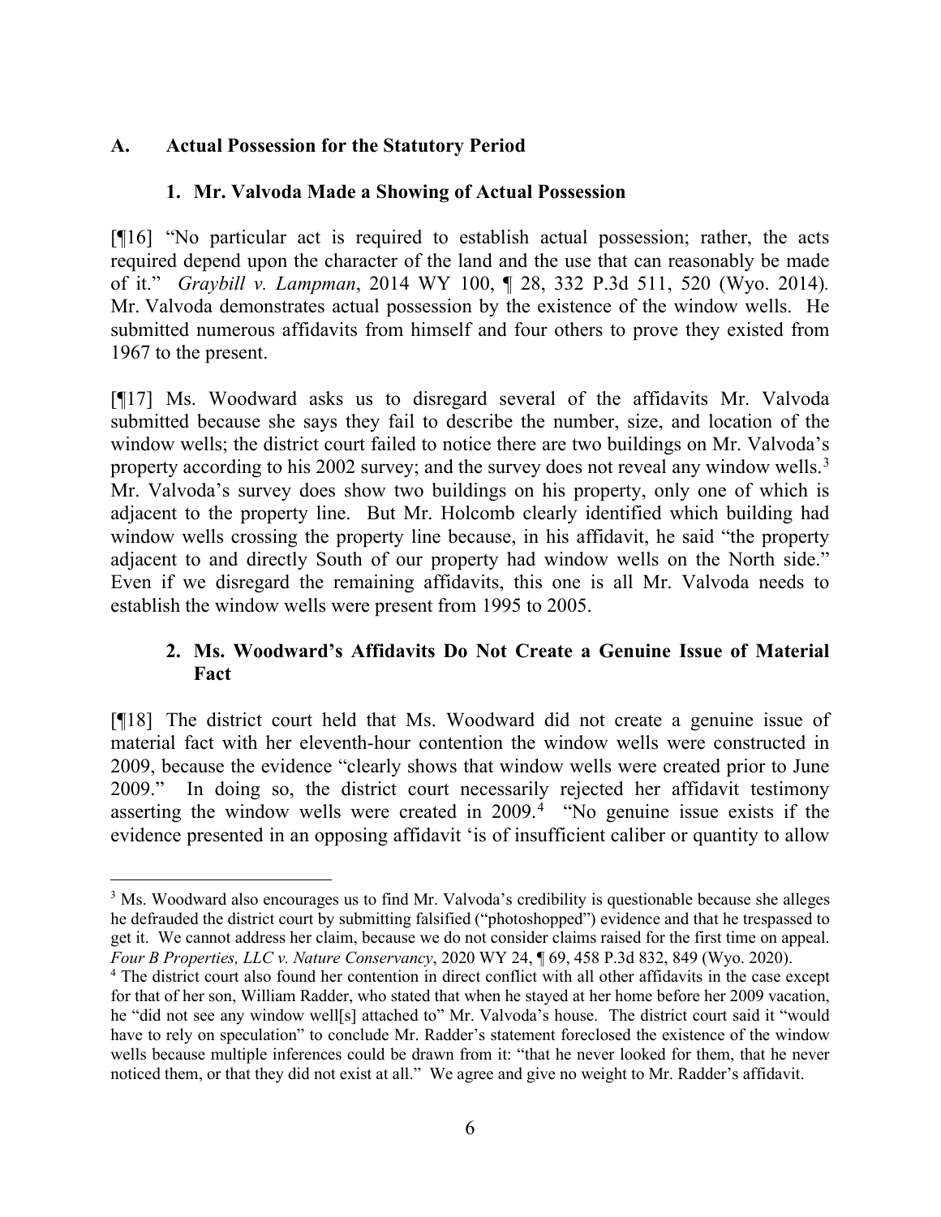### A. Actual Possession for the Statutory Period

#### 1. Mr. Valvoda Made a Showing of Actual Possession

[¶16] "No particular act is required to establish actual possession; rather, the acts required depend upon the character of the land and the use that can reasonably be made of it." *Graybill v. Lampman*, 2014 WY 100, ¶ 28, 332 P.3d 511, 520 (Wyo. 2014). Mr. Valvoda demonstrates actual possession by the existence of the window wells. He submitted numerous affidavits from himself and four others to prove they existed from 1967 to the present.

[¶17] Ms. Woodward asks us to disregard several of the affidavits Mr. Valvoda submitted because she says they fail to describe the number, size, and location of the window wells; the district court failed to notice there are two buildings on Mr. Valvoda's property according to his 2002 survey; and the survey does not reveal any window wells.[3] Mr. Valvoda's survey does show two buildings on his property, only one of which is adjacent to the property line. But Mr. Holcomb clearly identified which building had window wells crossing the property line because, in his affidavit, he said "the property adjacent to and directly South of our property had window wells on the North side." Even if we disregard the remaining affidavits, this one is all Mr. Valvoda needs to establish the window wells were present from 1995 to 2005.

#### 2. Ms. Woodward's Affidavits Do Not Create a Genuine Issue of Material Fact

[¶18] The district court held that Ms. Woodward did not create a genuine issue of material fact with her eleventh-hour contention the window wells were constructed in 2009, because the evidence "clearly shows that window wells were created prior to June 2009." In doing so, the district court necessarily rejected her affidavit testimony asserting the window wells were created in 2009.[4] "No genuine issue exists if the evidence presented in an opposing affidavit 'is of insufficient caliber or quantity to allow

---

[3] Ms. Woodward also encourages us to find Mr. Valvoda's credibility is questionable because she alleges he defrauded the district court by submitting falsified ("photoshopped") evidence and that he trespassed to get it. We cannot address her claim, because we do not consider claims raised for the first time on appeal. *Four B Properties, LLC v. Nature Conservancy*, 2020 WY 24, ¶ 69, 458 P.3d 832, 849 (Wyo. 2020).

[4] The district court also found her contention in direct conflict with all other affidavits in the case except for that of her son, William Radder, who stated that when he stayed at her home before her 2009 vacation, he "did not see any window well[s] attached to" Mr. Valvoda's house. The district court said it "would have to rely on speculation" to conclude Mr. Radder's statement foreclosed the existence of the window wells because multiple inferences could be drawn from it: "that he never looked for them, that he never noticed them, or that they did not exist at all." We agree and give no weight to Mr. Radder's affidavit.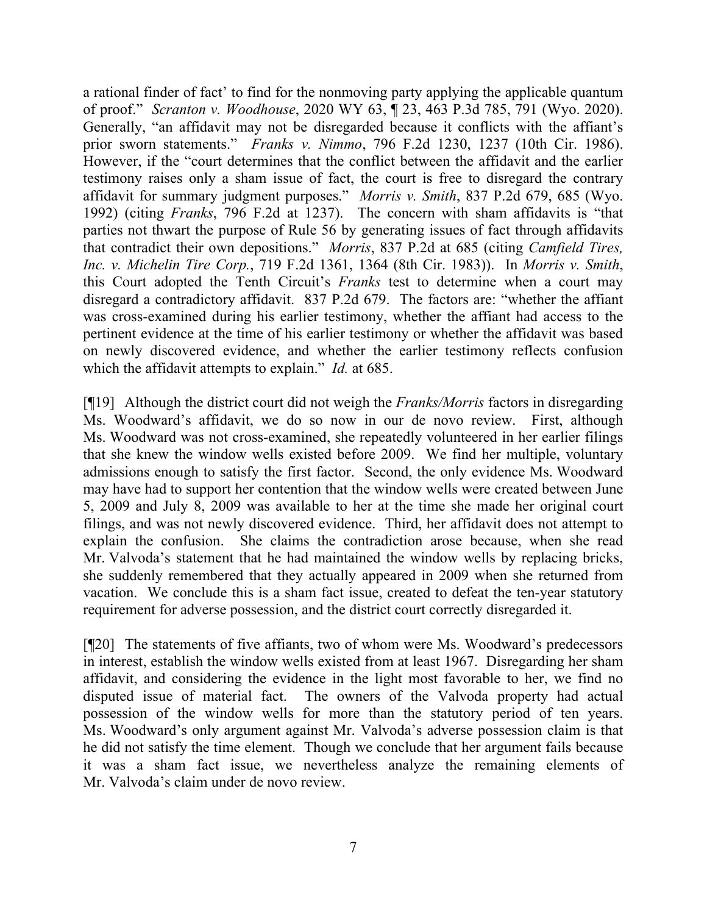a rational finder of fact' to find for the nonmoving party applying the applicable quantum of proof." *Scranton v. Woodhouse*, 2020 WY 63, ¶ 23, 463 P.3d 785, 791 (Wyo. 2020). Generally, "an affidavit may not be disregarded because it conflicts with the affiant's prior sworn statements." *Franks v. Nimmo*, 796 F.2d 1230, 1237 (10th Cir. 1986). However, if the "court determines that the conflict between the affidavit and the earlier testimony raises only a sham issue of fact, the court is free to disregard the contrary affidavit for summary judgment purposes." *Morris v. Smith*, 837 P.2d 679, 685 (Wyo. 1992) (citing *Franks*, 796 F.2d at 1237). The concern with sham affidavits is "that parties not thwart the purpose of Rule 56 by generating issues of fact through affidavits that contradict their own depositions." *Morris*, 837 P.2d at 685 (citing *Camfield Tires, Inc. v. Michelin Tire Corp.*, 719 F.2d 1361, 1364 (8th Cir. 1983)). In *Morris v. Smith*, this Court adopted the Tenth Circuit's *Franks* test to determine when a court may disregard a contradictory affidavit. 837 P.2d 679. The factors are: "whether the affiant was cross-examined during his earlier testimony, whether the affiant had access to the pertinent evidence at the time of his earlier testimony or whether the affidavit was based on newly discovered evidence, and whether the earlier testimony reflects confusion which the affidavit attempts to explain." *Id.* at 685.

[¶19] Although the district court did not weigh the *Franks/Morris* factors in disregarding Ms. Woodward's affidavit, we do so now in our de novo review. First, although Ms. Woodward was not cross-examined, she repeatedly volunteered in her earlier filings that she knew the window wells existed before 2009. We find her multiple, voluntary admissions enough to satisfy the first factor. Second, the only evidence Ms. Woodward may have had to support her contention that the window wells were created between June 5, 2009 and July 8, 2009 was available to her at the time she made her original court filings, and was not newly discovered evidence. Third, her affidavit does not attempt to explain the confusion. She claims the contradiction arose because, when she read Mr. Valvoda's statement that he had maintained the window wells by replacing bricks, she suddenly remembered that they actually appeared in 2009 when she returned from vacation. We conclude this is a sham fact issue, created to defeat the ten-year statutory requirement for adverse possession, and the district court correctly disregarded it.

[¶20] The statements of five affiants, two of whom were Ms. Woodward's predecessors in interest, establish the window wells existed from at least 1967. Disregarding her sham affidavit, and considering the evidence in the light most favorable to her, we find no disputed issue of material fact. The owners of the Valvoda property had actual possession of the window wells for more than the statutory period of ten years. Ms. Woodward's only argument against Mr. Valvoda's adverse possession claim is that he did not satisfy the time element. Though we conclude that her argument fails because it was a sham fact issue, we nevertheless analyze the remaining elements of Mr. Valvoda's claim under de novo review.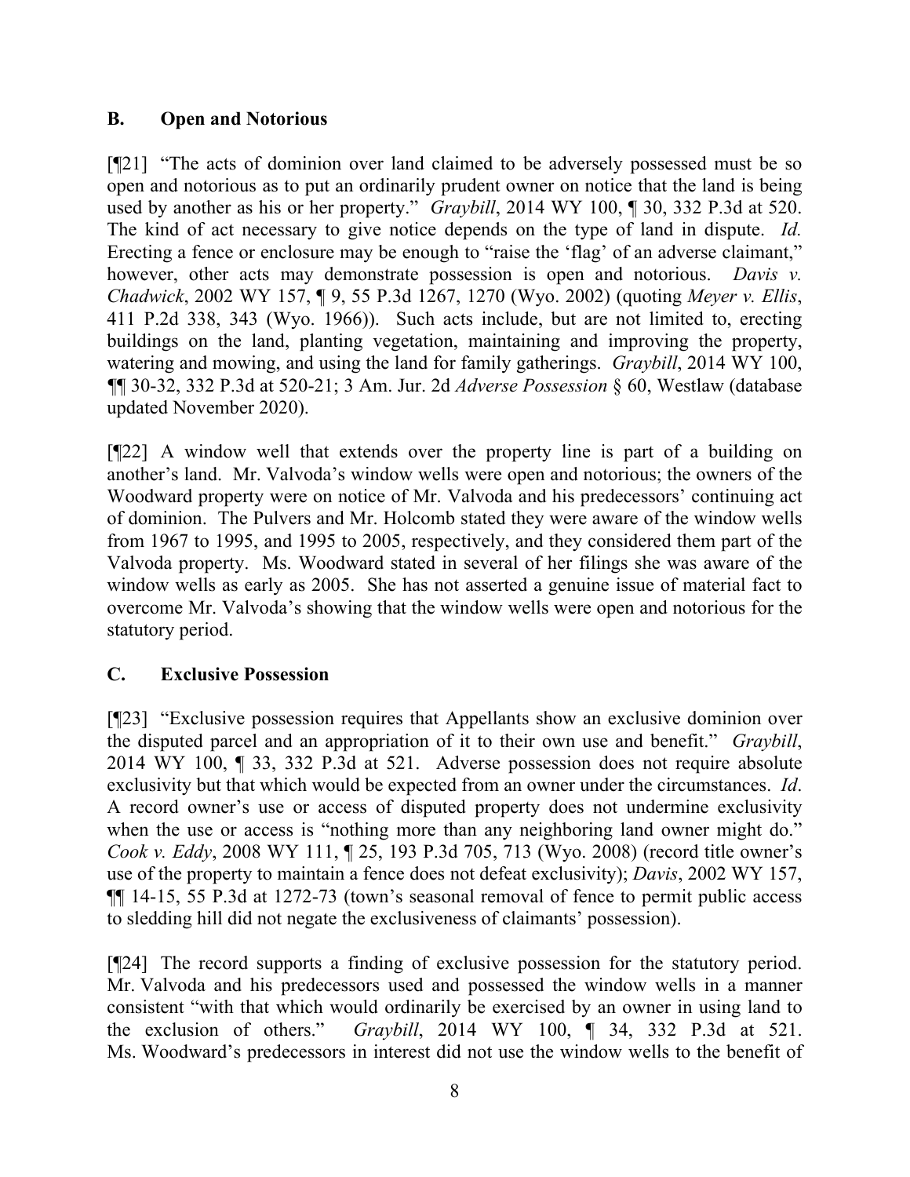### B. Open and Notorious

[¶21] "The acts of dominion over land claimed to be adversely possessed must be so open and notorious as to put an ordinarily prudent owner on notice that the land is being used by another as his or her property." *Graybill*, 2014 WY 100, ¶ 30, 332 P.3d at 520. The kind of act necessary to give notice depends on the type of land in dispute. *Id.* Erecting a fence or enclosure may be enough to "raise the 'flag' of an adverse claimant," however, other acts may demonstrate possession is open and notorious. *Davis v. Chadwick*, 2002 WY 157, ¶ 9, 55 P.3d 1267, 1270 (Wyo. 2002) (quoting *Meyer v. Ellis*, 411 P.2d 338, 343 (Wyo. 1966)). Such acts include, but are not limited to, erecting buildings on the land, planting vegetation, maintaining and improving the property, watering and mowing, and using the land for family gatherings. *Graybill*, 2014 WY 100, ¶¶ 30-32, 332 P.3d at 520-21; 3 Am. Jur. 2d *Adverse Possession* § 60, Westlaw (database updated November 2020).

[¶22] A window well that extends over the property line is part of a building on another's land. Mr. Valvoda's window wells were open and notorious; the owners of the Woodward property were on notice of Mr. Valvoda and his predecessors' continuing act of dominion. The Pulvers and Mr. Holcomb stated they were aware of the window wells from 1967 to 1995, and 1995 to 2005, respectively, and they considered them part of the Valvoda property. Ms. Woodward stated in several of her filings she was aware of the window wells as early as 2005. She has not asserted a genuine issue of material fact to overcome Mr. Valvoda's showing that the window wells were open and notorious for the statutory period.

### C. Exclusive Possession

[¶23] "Exclusive possession requires that Appellants show an exclusive dominion over the disputed parcel and an appropriation of it to their own use and benefit." *Graybill*, 2014 WY 100, ¶ 33, 332 P.3d at 521. Adverse possession does not require absolute exclusivity but that which would be expected from an owner under the circumstances. *Id*. A record owner's use or access of disputed property does not undermine exclusivity when the use or access is "nothing more than any neighboring land owner might do." *Cook v. Eddy*, 2008 WY 111, ¶ 25, 193 P.3d 705, 713 (Wyo. 2008) (record title owner's use of the property to maintain a fence does not defeat exclusivity); *Davis*, 2002 WY 157, ¶¶ 14-15, 55 P.3d at 1272-73 (town's seasonal removal of fence to permit public access to sledding hill did not negate the exclusiveness of claimants' possession).

[¶24] The record supports a finding of exclusive possession for the statutory period. Mr. Valvoda and his predecessors used and possessed the window wells in a manner consistent "with that which would ordinarily be exercised by an owner in using land to the exclusion of others." *Graybill*, 2014 WY 100, ¶ 34, 332 P.3d at 521. Ms. Woodward's predecessors in interest did not use the window wells to the benefit of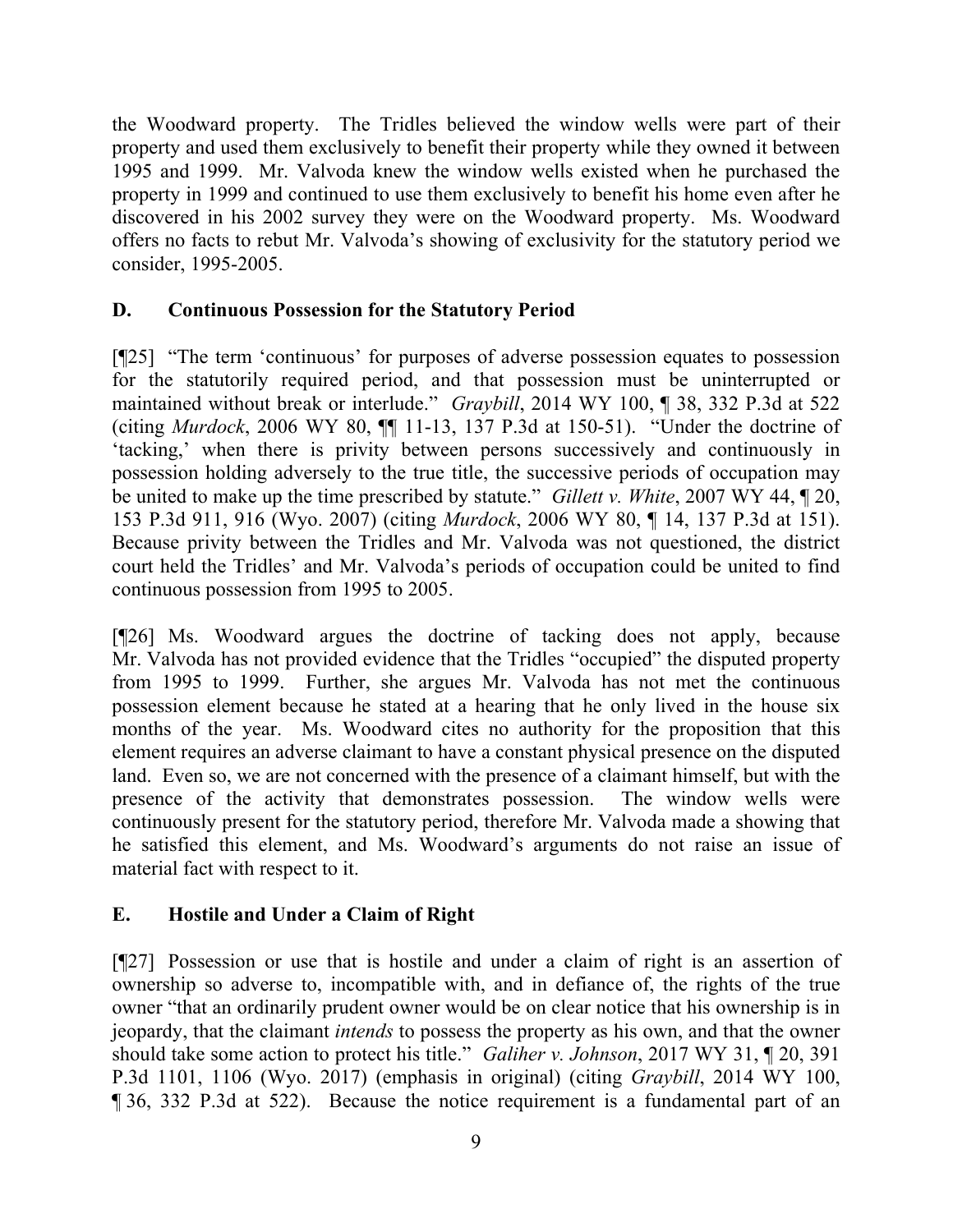the Woodward property. The Tridles believed the window wells were part of their property and used them exclusively to benefit their property while they owned it between 1995 and 1999. Mr. Valvoda knew the window wells existed when he purchased the property in 1999 and continued to use them exclusively to benefit his home even after he discovered in his 2002 survey they were on the Woodward property. Ms. Woodward offers no facts to rebut Mr. Valvoda's showing of exclusivity for the statutory period we consider, 1995-2005.

## D. Continuous Possession for the Statutory Period

[¶25] "The term 'continuous' for purposes of adverse possession equates to possession for the statutorily required period, and that possession must be uninterrupted or maintained without break or interlude." *Graybill*, 2014 WY 100, ¶ 38, 332 P.3d at 522 (citing *Murdock*, 2006 WY 80, ¶¶ 11-13, 137 P.3d at 150-51). "Under the doctrine of 'tacking,' when there is privity between persons successively and continuously in possession holding adversely to the true title, the successive periods of occupation may be united to make up the time prescribed by statute." *Gillett v. White*, 2007 WY 44, ¶ 20, 153 P.3d 911, 916 (Wyo. 2007) (citing *Murdock*, 2006 WY 80, ¶ 14, 137 P.3d at 151). Because privity between the Tridles and Mr. Valvoda was not questioned, the district court held the Tridles' and Mr. Valvoda's periods of occupation could be united to find continuous possession from 1995 to 2005.

[¶26] Ms. Woodward argues the doctrine of tacking does not apply, because Mr. Valvoda has not provided evidence that the Tridles "occupied" the disputed property from 1995 to 1999. Further, she argues Mr. Valvoda has not met the continuous possession element because he stated at a hearing that he only lived in the house six months of the year. Ms. Woodward cites no authority for the proposition that this element requires an adverse claimant to have a constant physical presence on the disputed land. Even so, we are not concerned with the presence of a claimant himself, but with the presence of the activity that demonstrates possession. The window wells were continuously present for the statutory period, therefore Mr. Valvoda made a showing that he satisfied this element, and Ms. Woodward's arguments do not raise an issue of material fact with respect to it.

## E. Hostile and Under a Claim of Right

[¶27] Possession or use that is hostile and under a claim of right is an assertion of ownership so adverse to, incompatible with, and in defiance of, the rights of the true owner "that an ordinarily prudent owner would be on clear notice that his ownership is in jeopardy, that the claimant *intends* to possess the property as his own, and that the owner should take some action to protect his title." *Galiher v. Johnson*, 2017 WY 31, ¶ 20, 391 P.3d 1101, 1106 (Wyo. 2017) (emphasis in original) (citing *Graybill*, 2014 WY 100, ¶ 36, 332 P.3d at 522). Because the notice requirement is a fundamental part of an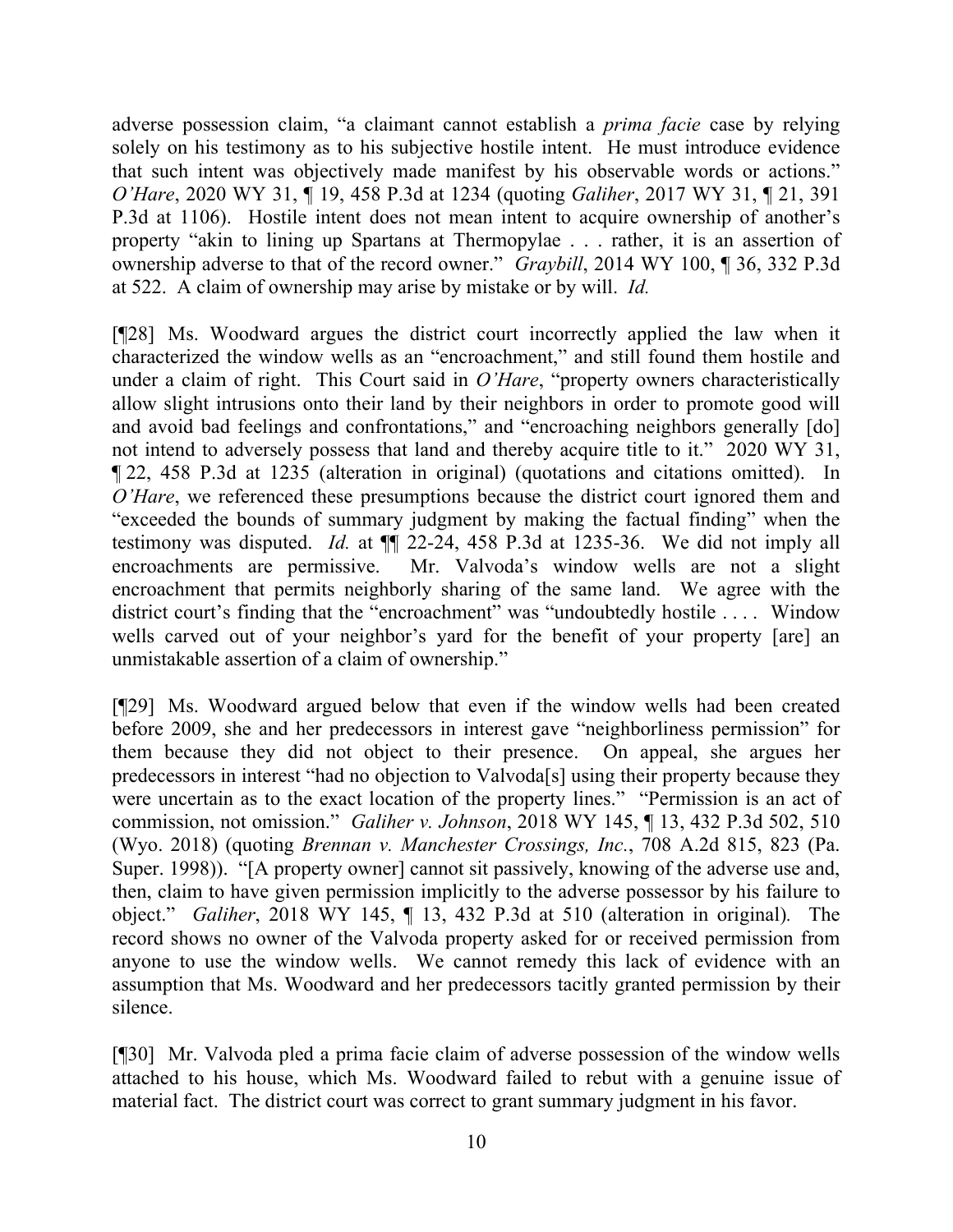adverse possession claim, "a claimant cannot establish a *prima facie* case by relying solely on his testimony as to his subjective hostile intent. He must introduce evidence that such intent was objectively made manifest by his observable words or actions." *O'Hare*, 2020 WY 31, ¶ 19, 458 P.3d at 1234 (quoting *Galiher*, 2017 WY 31, ¶ 21, 391 P.3d at 1106). Hostile intent does not mean intent to acquire ownership of another's property "akin to lining up Spartans at Thermopylae . . . rather, it is an assertion of ownership adverse to that of the record owner." *Graybill*, 2014 WY 100, ¶ 36, 332 P.3d at 522. A claim of ownership may arise by mistake or by will. *Id.*

[¶28] Ms. Woodward argues the district court incorrectly applied the law when it characterized the window wells as an "encroachment," and still found them hostile and under a claim of right. This Court said in *O'Hare*, "property owners characteristically allow slight intrusions onto their land by their neighbors in order to promote good will and avoid bad feelings and confrontations," and "encroaching neighbors generally [do] not intend to adversely possess that land and thereby acquire title to it." 2020 WY 31, ¶ 22, 458 P.3d at 1235 (alteration in original) (quotations and citations omitted). In *O'Hare*, we referenced these presumptions because the district court ignored them and "exceeded the bounds of summary judgment by making the factual finding" when the testimony was disputed. *Id.* at ¶¶ 22-24, 458 P.3d at 1235-36. We did not imply all encroachments are permissive. Mr. Valvoda's window wells are not a slight encroachment that permits neighborly sharing of the same land. We agree with the district court's finding that the "encroachment" was "undoubtedly hostile . . . . Window wells carved out of your neighbor's yard for the benefit of your property [are] an unmistakable assertion of a claim of ownership."

[¶29] Ms. Woodward argued below that even if the window wells had been created before 2009, she and her predecessors in interest gave "neighborliness permission" for them because they did not object to their presence. On appeal, she argues her predecessors in interest "had no objection to Valvoda[s] using their property because they were uncertain as to the exact location of the property lines." "Permission is an act of commission, not omission." *Galiher v. Johnson*, 2018 WY 145, ¶ 13, 432 P.3d 502, 510 (Wyo. 2018) (quoting *Brennan v. Manchester Crossings, Inc.*, 708 A.2d 815, 823 (Pa. Super. 1998)). "[A property owner] cannot sit passively, knowing of the adverse use and, then, claim to have given permission implicitly to the adverse possessor by his failure to object." *Galiher*, 2018 WY 145, ¶ 13, 432 P.3d at 510 (alteration in original)*.* The record shows no owner of the Valvoda property asked for or received permission from anyone to use the window wells. We cannot remedy this lack of evidence with an assumption that Ms. Woodward and her predecessors tacitly granted permission by their silence.

[¶30] Mr. Valvoda pled a prima facie claim of adverse possession of the window wells attached to his house, which Ms. Woodward failed to rebut with a genuine issue of material fact. The district court was correct to grant summary judgment in his favor.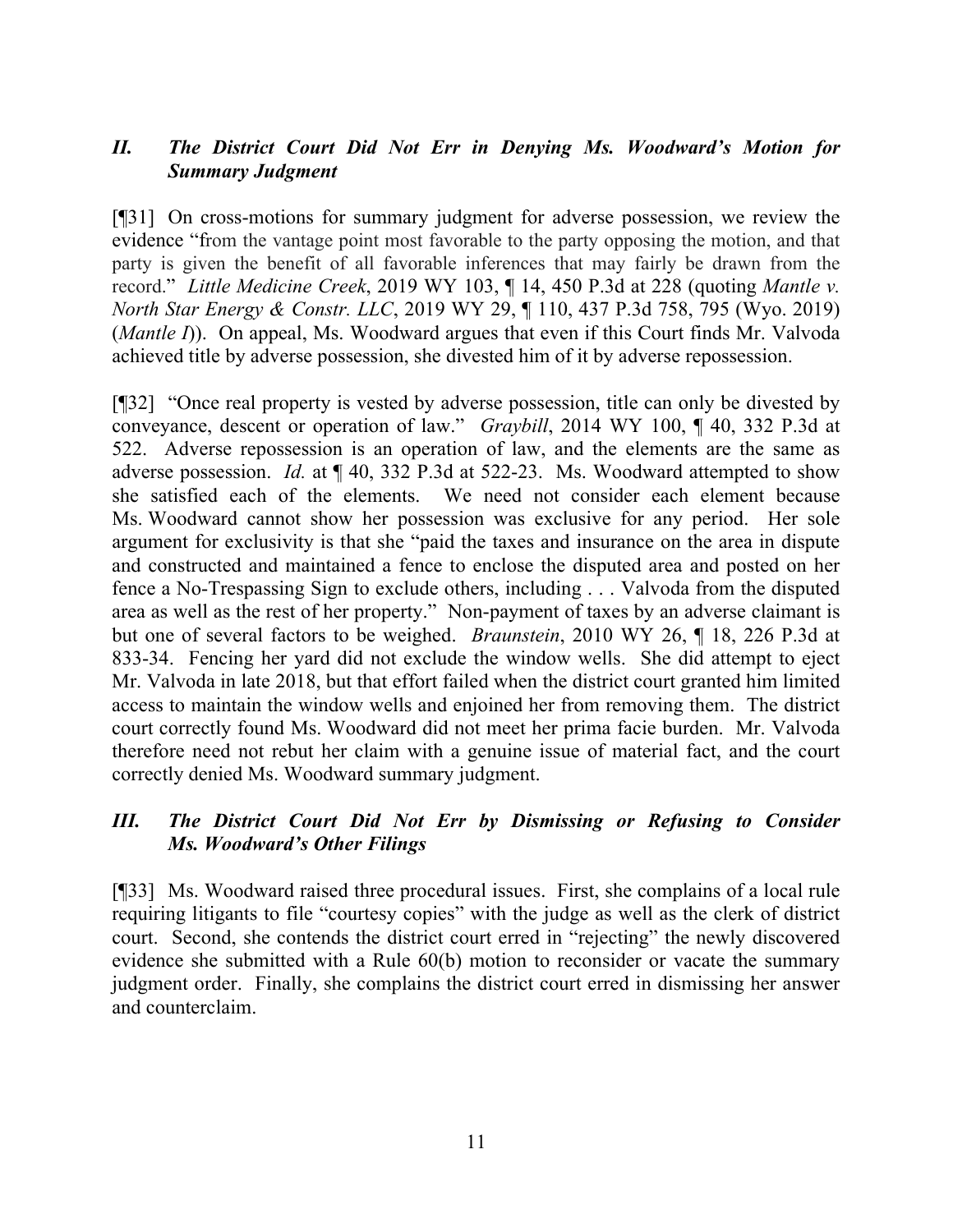## *II. The District Court Did Not Err in Denying Ms. Woodward's Motion for Summary Judgment*

[¶31] On cross-motions for summary judgment for adverse possession, we review the evidence "from the vantage point most favorable to the party opposing the motion, and that party is given the benefit of all favorable inferences that may fairly be drawn from the record." *Little Medicine Creek*, 2019 WY 103, ¶ 14, 450 P.3d at 228 (quoting *Mantle v. North Star Energy & Constr. LLC*, 2019 WY 29, ¶ 110, 437 P.3d 758, 795 (Wyo. 2019) (*Mantle I*)). On appeal, Ms. Woodward argues that even if this Court finds Mr. Valvoda achieved title by adverse possession, she divested him of it by adverse repossession.

[¶32] "Once real property is vested by adverse possession, title can only be divested by conveyance, descent or operation of law." *Graybill*, 2014 WY 100, ¶ 40, 332 P.3d at 522. Adverse repossession is an operation of law, and the elements are the same as adverse possession. *Id.* at ¶ 40, 332 P.3d at 522-23. Ms. Woodward attempted to show she satisfied each of the elements. We need not consider each element because Ms. Woodward cannot show her possession was exclusive for any period. Her sole argument for exclusivity is that she "paid the taxes and insurance on the area in dispute and constructed and maintained a fence to enclose the disputed area and posted on her fence a No-Trespassing Sign to exclude others, including . . . Valvoda from the disputed area as well as the rest of her property." Non-payment of taxes by an adverse claimant is but one of several factors to be weighed. *Braunstein*, 2010 WY 26, ¶ 18, 226 P.3d at 833-34. Fencing her yard did not exclude the window wells. She did attempt to eject Mr. Valvoda in late 2018, but that effort failed when the district court granted him limited access to maintain the window wells and enjoined her from removing them. The district court correctly found Ms. Woodward did not meet her prima facie burden. Mr. Valvoda therefore need not rebut her claim with a genuine issue of material fact, and the court correctly denied Ms. Woodward summary judgment.

## *III. The District Court Did Not Err by Dismissing or Refusing to Consider Ms. Woodward's Other Filings*

[¶33] Ms. Woodward raised three procedural issues. First, she complains of a local rule requiring litigants to file "courtesy copies" with the judge as well as the clerk of district court. Second, she contends the district court erred in "rejecting" the newly discovered evidence she submitted with a Rule 60(b) motion to reconsider or vacate the summary judgment order. Finally, she complains the district court erred in dismissing her answer and counterclaim.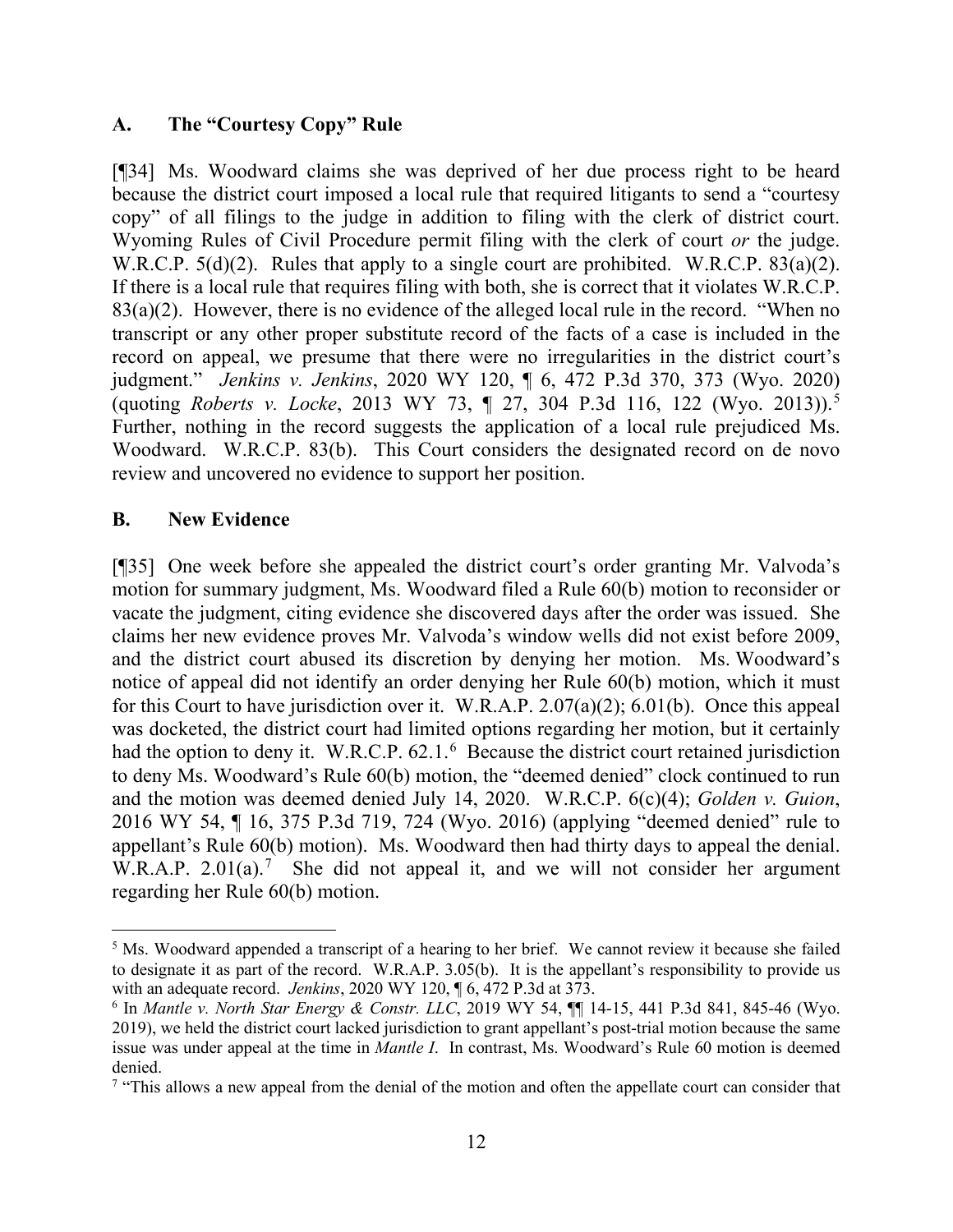## A. The "Courtesy Copy" Rule

[¶34] Ms. Woodward claims she was deprived of her due process right to be heard because the district court imposed a local rule that required litigants to send a "courtesy copy" of all filings to the judge in addition to filing with the clerk of district court. Wyoming Rules of Civil Procedure permit filing with the clerk of court *or* the judge. W.R.C.P. 5(d)(2). Rules that apply to a single court are prohibited. W.R.C.P. 83(a)(2). If there is a local rule that requires filing with both, she is correct that it violates W.R.C.P. 83(a)(2). However, there is no evidence of the alleged local rule in the record. "When no transcript or any other proper substitute record of the facts of a case is included in the record on appeal, we presume that there were no irregularities in the district court's judgment." *Jenkins v. Jenkins*, 2020 WY 120, ¶ 6, 472 P.3d 370, 373 (Wyo. 2020) (quoting *Roberts v. Locke*, 2013 WY 73, ¶ 27, 304 P.3d 116, 122 (Wyo. 2013)).[5] Further, nothing in the record suggests the application of a local rule prejudiced Ms. Woodward. W.R.C.P. 83(b). This Court considers the designated record on de novo review and uncovered no evidence to support her position.

## B. New Evidence

[¶35] One week before she appealed the district court's order granting Mr. Valvoda's motion for summary judgment, Ms. Woodward filed a Rule 60(b) motion to reconsider or vacate the judgment, citing evidence she discovered days after the order was issued. She claims her new evidence proves Mr. Valvoda's window wells did not exist before 2009, and the district court abused its discretion by denying her motion. Ms. Woodward's notice of appeal did not identify an order denying her Rule 60(b) motion, which it must for this Court to have jurisdiction over it. W.R.A.P. 2.07(a)(2); 6.01(b). Once this appeal was docketed, the district court had limited options regarding her motion, but it certainly had the option to deny it. W.R.C.P. 62.1.[6] Because the district court retained jurisdiction to deny Ms. Woodward's Rule 60(b) motion, the "deemed denied" clock continued to run and the motion was deemed denied July 14, 2020. W.R.C.P. 6(c)(4); *Golden v. Guion*, 2016 WY 54, ¶ 16, 375 P.3d 719, 724 (Wyo. 2016) (applying "deemed denied" rule to appellant's Rule 60(b) motion). Ms. Woodward then had thirty days to appeal the denial. W.R.A.P. 2.01(a).[7] She did not appeal it, and we will not consider her argument regarding her Rule 60(b) motion.

---

[5] Ms. Woodward appended a transcript of a hearing to her brief. We cannot review it because she failed to designate it as part of the record. W.R.A.P. 3.05(b). It is the appellant's responsibility to provide us with an adequate record. *Jenkins*, 2020 WY 120, ¶ 6, 472 P.3d at 373.

[6] In *Mantle v. North Star Energy & Constr. LLC*, 2019 WY 54, ¶¶ 14-15, 441 P.3d 841, 845-46 (Wyo. 2019), we held the district court lacked jurisdiction to grant appellant's post-trial motion because the same issue was under appeal at the time in *Mantle I*. In contrast, Ms. Woodward's Rule 60 motion is deemed denied.

[7] "This allows a new appeal from the denial of the motion and often the appellate court can consider that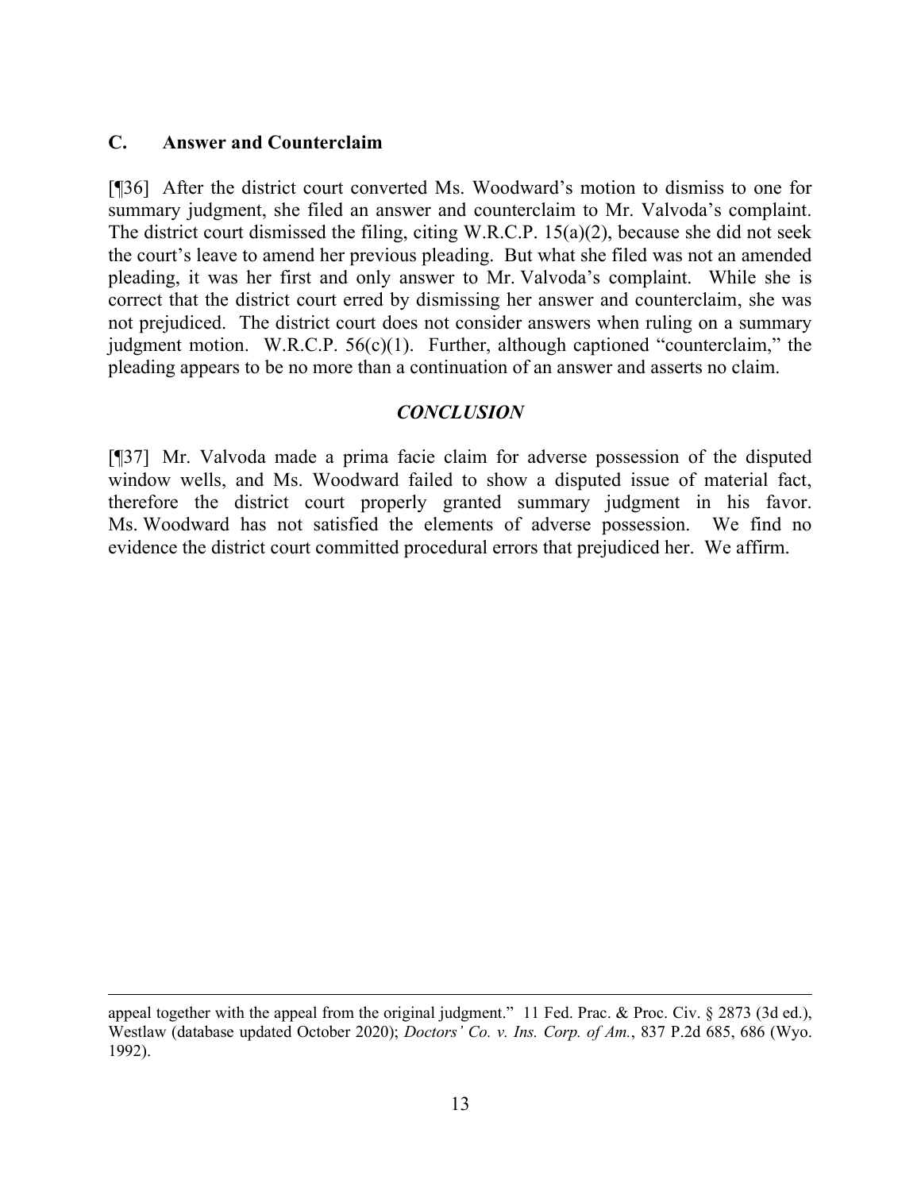### C. Answer and Counterclaim

[¶36] After the district court converted Ms. Woodward's motion to dismiss to one for summary judgment, she filed an answer and counterclaim to Mr. Valvoda's complaint. The district court dismissed the filing, citing W.R.C.P. 15(a)(2), because she did not seek the court's leave to amend her previous pleading. But what she filed was not an amended pleading, it was her first and only answer to Mr. Valvoda's complaint. While she is correct that the district court erred by dismissing her answer and counterclaim, she was not prejudiced. The district court does not consider answers when ruling on a summary judgment motion. W.R.C.P. 56(c)(1). Further, although captioned "counterclaim," the pleading appears to be no more than a continuation of an answer and asserts no claim.

### *CONCLUSION*

[¶37] Mr. Valvoda made a prima facie claim for adverse possession of the disputed window wells, and Ms. Woodward failed to show a disputed issue of material fact, therefore the district court properly granted summary judgment in his favor. Ms. Woodward has not satisfied the elements of adverse possession. We find no evidence the district court committed procedural errors that prejudiced her. We affirm.

---

appeal together with the appeal from the original judgment." 11 Fed. Prac. & Proc. Civ. § 2873 (3d ed.), Westlaw (database updated October 2020); *Doctors' Co. v. Ins. Corp. of Am.*, 837 P.2d 685, 686 (Wyo. 1992).